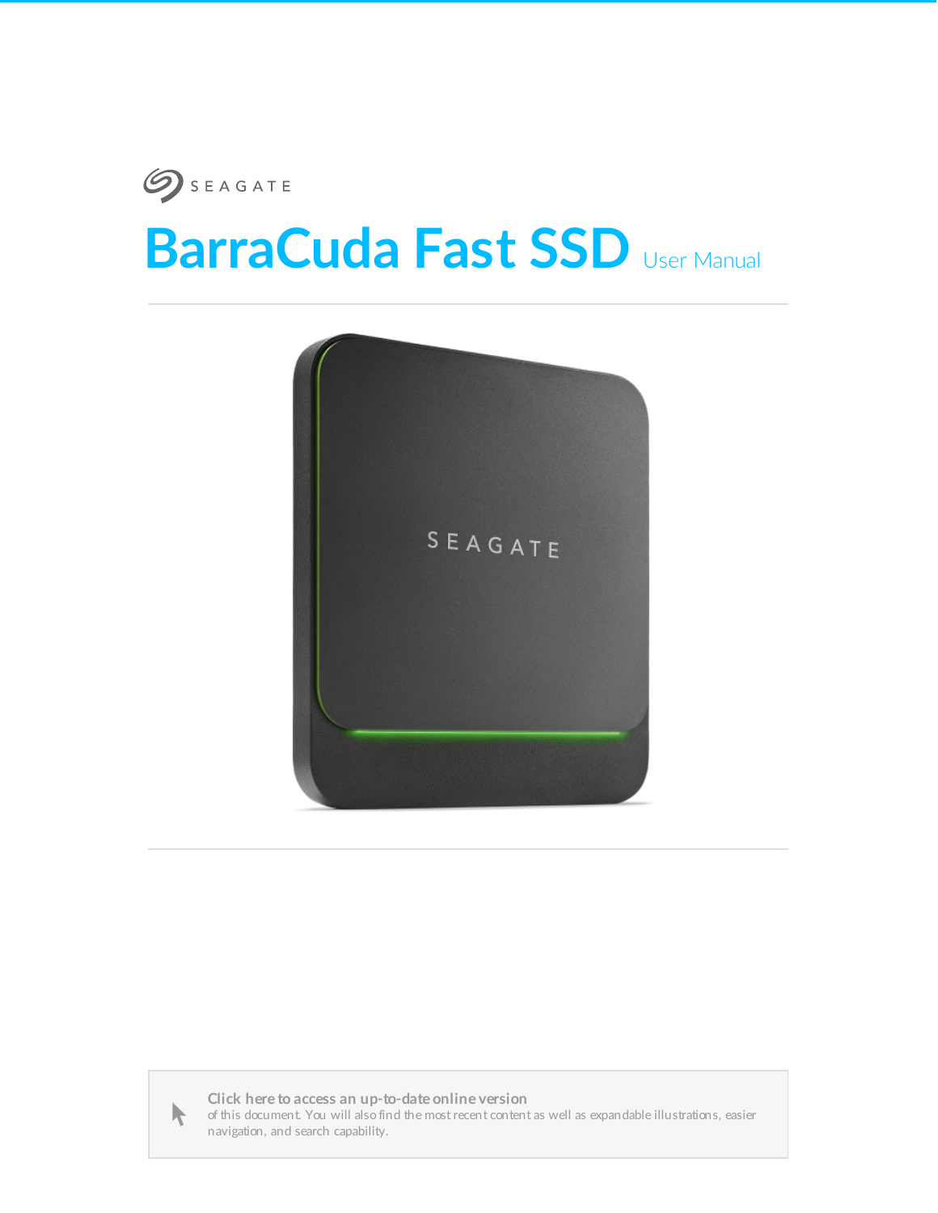SEAGATE

# BarraCuda Fast SSD User Manual

**Click here to access an up-to-date online version** of this document. You will also find the most recent content as well as expandable illustrations, easier navigation, and search capability.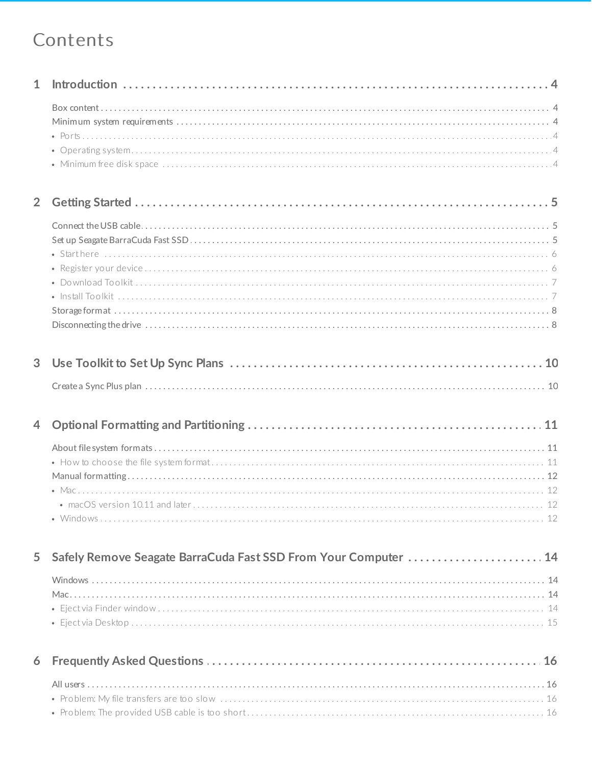# Contents

**1 Introduction** . . . . . . . . . . . . . . . . . . . . . . . . . . . . . . . . . . . . . . . . . . . . . . . . . . . . . . . . . . . . . . . . . . . . **4**

- Box content . . . . . . . . . . . . . . . . . . . . . . . . . . . . . . . . . . . . . . . . . . . . . . . . . . . . . . . . . . . . . . . . . . . . . . . . . . . . . . 4
- Minimum system requirements . . . . . . . . . . . . . . . . . . . . . . . . . . . . . . . . . . . . . . . . . . . . . . . . . . . . . . . . . . . . . . 4
  - Ports . . . . . . . . . . . . . . . . . . . . . . . . . . . . . . . . . . . . . . . . . . . . . . . . . . . . . . . . . . . . . . . . . . . . . . . . . . . . . . . . . . 4
  - Operating system . . . . . . . . . . . . . . . . . . . . . . . . . . . . . . . . . . . . . . . . . . . . . . . . . . . . . . . . . . . . . . . . . . . . . . . 4
  - Minimum free disk space . . . . . . . . . . . . . . . . . . . . . . . . . . . . . . . . . . . . . . . . . . . . . . . . . . . . . . . . . . . . . . . . . 4

**2 Getting Started** . . . . . . . . . . . . . . . . . . . . . . . . . . . . . . . . . . . . . . . . . . . . . . . . . . . . . . . . . . . . . . . . . . . . **5**

- Connect the USB cable . . . . . . . . . . . . . . . . . . . . . . . . . . . . . . . . . . . . . . . . . . . . . . . . . . . . . . . . . . . . . . . . . . . . . . . 5
- Set up Seagate BarraCuda Fast SSD . . . . . . . . . . . . . . . . . . . . . . . . . . . . . . . . . . . . . . . . . . . . . . . . . . . . . . . . . . . 5
  - Start here . . . . . . . . . . . . . . . . . . . . . . . . . . . . . . . . . . . . . . . . . . . . . . . . . . . . . . . . . . . . . . . . . . . . . . . . . . . . . . . 6
  - Register your device . . . . . . . . . . . . . . . . . . . . . . . . . . . . . . . . . . . . . . . . . . . . . . . . . . . . . . . . . . . . . . . . . . . . . 6
  - Download Toolkit . . . . . . . . . . . . . . . . . . . . . . . . . . . . . . . . . . . . . . . . . . . . . . . . . . . . . . . . . . . . . . . . . . . . . . . 7
  - Install Toolkit . . . . . . . . . . . . . . . . . . . . . . . . . . . . . . . . . . . . . . . . . . . . . . . . . . . . . . . . . . . . . . . . . . . . . . . . . . . 7
- Storage format . . . . . . . . . . . . . . . . . . . . . . . . . . . . . . . . . . . . . . . . . . . . . . . . . . . . . . . . . . . . . . . . . . . . . . . . . . . . . . 8
- Disconnecting the drive . . . . . . . . . . . . . . . . . . . . . . . . . . . . . . . . . . . . . . . . . . . . . . . . . . . . . . . . . . . . . . . . . . . . . . 8

**3 Use Toolkit to Set Up Sync Plans** . . . . . . . . . . . . . . . . . . . . . . . . . . . . . . . . . . . . . . . . . . . . . . . . . . . . . . **10**

- Create a Sync Plus plan . . . . . . . . . . . . . . . . . . . . . . . . . . . . . . . . . . . . . . . . . . . . . . . . . . . . . . . . . . . . . . . . . . . . . . 10

**4 Optional Formatting and Partitioning** . . . . . . . . . . . . . . . . . . . . . . . . . . . . . . . . . . . . . . . . . . . . . . . . . . . **11**

- About file system formats . . . . . . . . . . . . . . . . . . . . . . . . . . . . . . . . . . . . . . . . . . . . . . . . . . . . . . . . . . . . . . . . . . . 11
  - How to choose the file system format . . . . . . . . . . . . . . . . . . . . . . . . . . . . . . . . . . . . . . . . . . . . . . . . . . . . . . . 11
- Manual formatting . . . . . . . . . . . . . . . . . . . . . . . . . . . . . . . . . . . . . . . . . . . . . . . . . . . . . . . . . . . . . . . . . . . . . . . . . . 12
  - Mac . . . . . . . . . . . . . . . . . . . . . . . . . . . . . . . . . . . . . . . . . . . . . . . . . . . . . . . . . . . . . . . . . . . . . . . . . . . . . . . . . . . . 12
    - macOS version 10.11 and later . . . . . . . . . . . . . . . . . . . . . . . . . . . . . . . . . . . . . . . . . . . . . . . . . . . . . . . . . . 12
  - Windows . . . . . . . . . . . . . . . . . . . . . . . . . . . . . . . . . . . . . . . . . . . . . . . . . . . . . . . . . . . . . . . . . . . . . . . . . . . . . . . 12

**5 Safely Remove Seagate BarraCuda Fast SSD From Your Computer** . . . . . . . . . . . . . . . . . . . . . . . **14**

- Windows . . . . . . . . . . . . . . . . . . . . . . . . . . . . . . . . . . . . . . . . . . . . . . . . . . . . . . . . . . . . . . . . . . . . . . . . . . . . . . . . . . 14
- Mac . . . . . . . . . . . . . . . . . . . . . . . . . . . . . . . . . . . . . . . . . . . . . . . . . . . . . . . . . . . . . . . . . . . . . . . . . . . . . . . . . . . . . . . 14
  - Eject via Finder window . . . . . . . . . . . . . . . . . . . . . . . . . . . . . . . . . . . . . . . . . . . . . . . . . . . . . . . . . . . . . . . . . . 14
  - Eject via Desktop . . . . . . . . . . . . . . . . . . . . . . . . . . . . . . . . . . . . . . . . . . . . . . . . . . . . . . . . . . . . . . . . . . . . . . . . 15

**6 Frequently Asked Questions** . . . . . . . . . . . . . . . . . . . . . . . . . . . . . . . . . . . . . . . . . . . . . . . . . . . . . . . . . . **16**

- All users . . . . . . . . . . . . . . . . . . . . . . . . . . . . . . . . . . . . . . . . . . . . . . . . . . . . . . . . . . . . . . . . . . . . . . . . . . . . . . . . . . 16
  - Problem: My file transfers are too slow . . . . . . . . . . . . . . . . . . . . . . . . . . . . . . . . . . . . . . . . . . . . . . . . . . . . . . 16
  - Problem: The provided USB cable is too short . . . . . . . . . . . . . . . . . . . . . . . . . . . . . . . . . . . . . . . . . . . . . . . . 16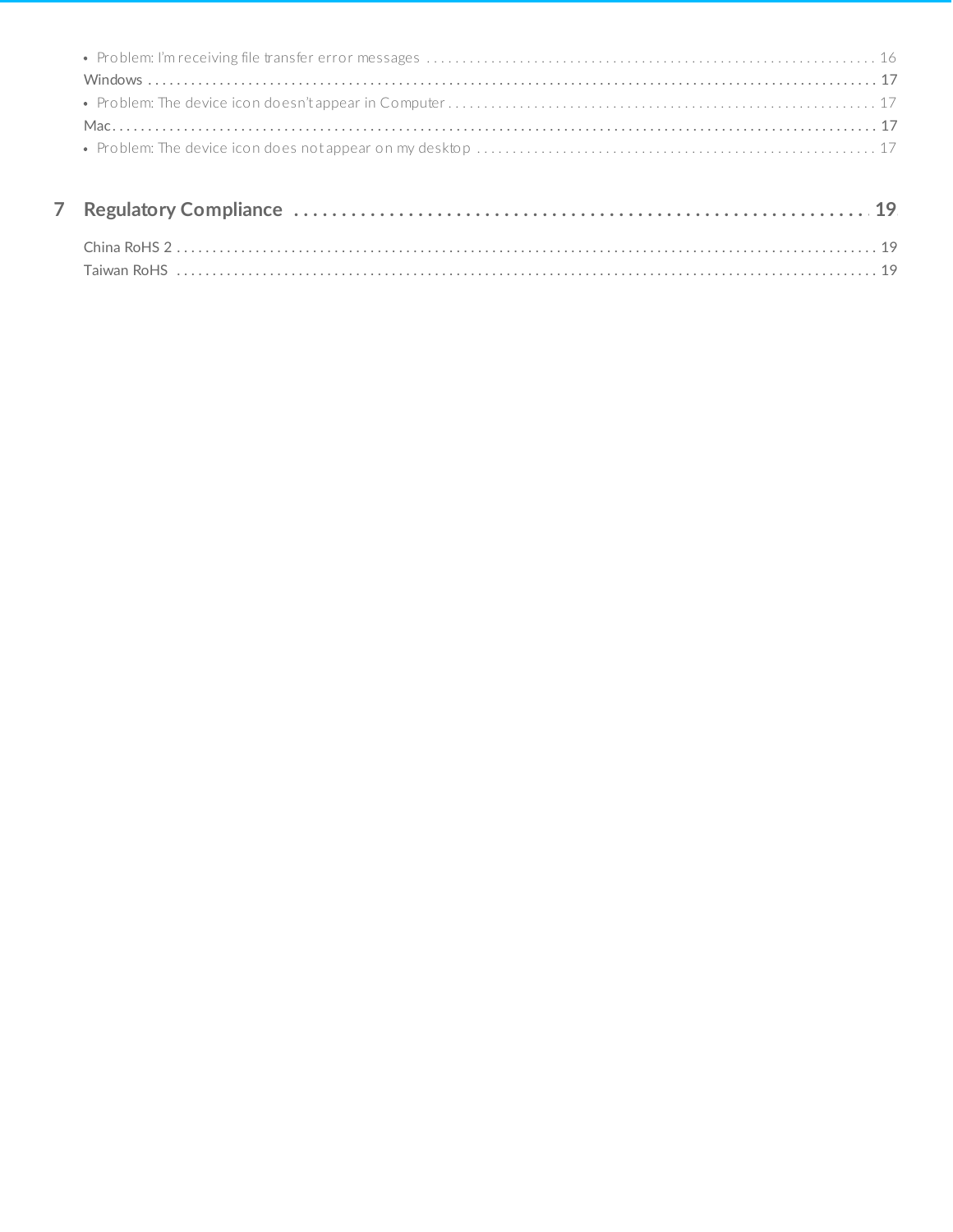- Problem: I'm receiving file transfer error messages . . . . . . . . . . . . . . . . . . . . . . . . . . . . . . . . . . . . . . . . . . . . . . . . . . . . . . . . . . . . . . . . 16

Windows . . . . . . . . . . . . . . . . . . . . . . . . . . . . . . . . . . . . . . . . . . . . . . . . . . . . . . . . . . . . . . . . . . . . . . . . . . . . . . . . . . . . . . . . . . . . . . . . . . . . . . . . . . 17

- Problem: The device icon doesn't appear in Computer . . . . . . . . . . . . . . . . . . . . . . . . . . . . . . . . . . . . . . . . . . . . . . . . . . . . . . . . . . . . 17

Mac. . . . . . . . . . . . . . . . . . . . . . . . . . . . . . . . . . . . . . . . . . . . . . . . . . . . . . . . . . . . . . . . . . . . . . . . . . . . . . . . . . . . . . . . . . . . . . . . . . . . . . . . . . . . . . . . . . 17

- Problem: The device icon does not appear on my desktop . . . . . . . . . . . . . . . . . . . . . . . . . . . . . . . . . . . . . . . . . . . . . . . . . . . . . . . 17

**7 Regulatory Compliance . . . . . . . . . . . . . . . . . . . . . . . . . . . . . . . . . . . . . . . . . . . . . . . . . . . . . . . . . 19**

China RoHS 2 . . . . . . . . . . . . . . . . . . . . . . . . . . . . . . . . . . . . . . . . . . . . . . . . . . . . . . . . . . . . . . . . . . . . . . . . . . . . . . . . . . . . . . . . . . . . . . . . . . . . . . . . . 19

Taiwan RoHS . . . . . . . . . . . . . . . . . . . . . . . . . . . . . . . . . . . . . . . . . . . . . . . . . . . . . . . . . . . . . . . . . . . . . . . . . . . . . . . . . . . . . . . . . . . . . . . . . . . . . . . . . . 19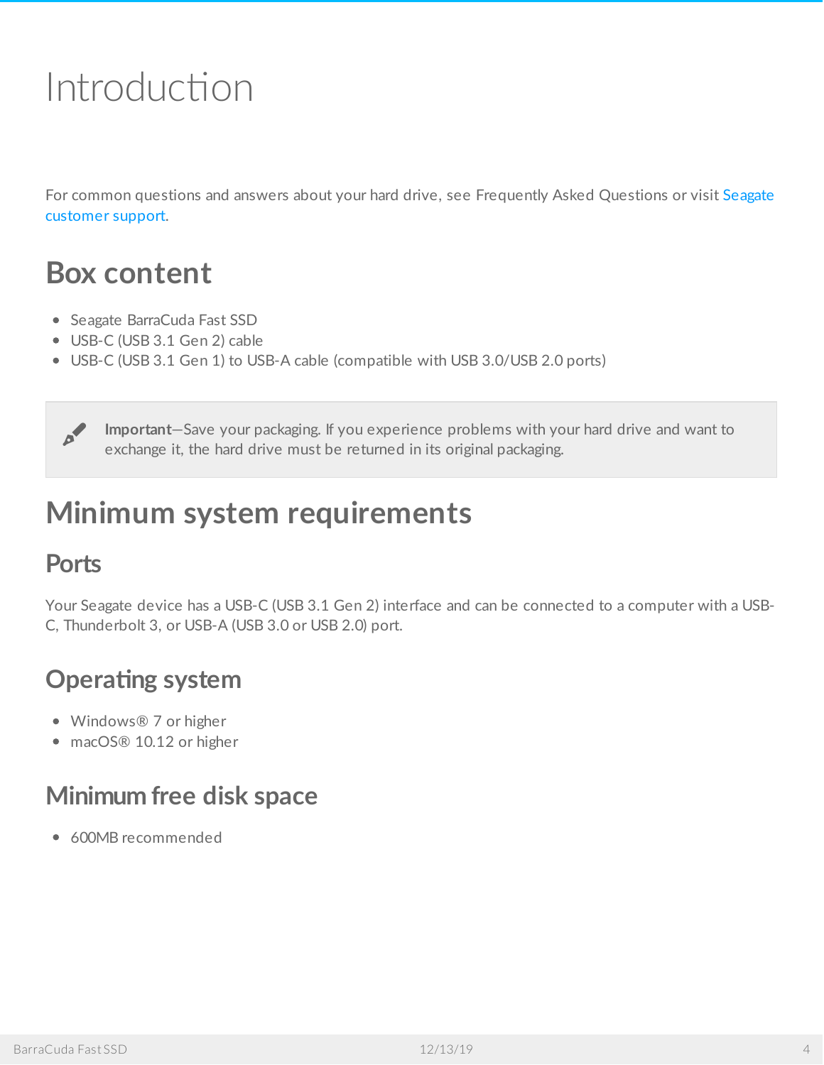# Introduction

For common questions and answers about your hard drive, see Frequently Asked Questions or visit Seagate customer support.

## Box content

- Seagate BarraCuda Fast SSD
- USB-C (USB 3.1 Gen 2) cable
- USB-C (USB 3.1 Gen 1) to USB-A cable (compatible with USB 3.0/USB 2.0 ports)

**Important**—Save your packaging. If you experience problems with your hard drive and want to exchange it, the hard drive must be returned in its original packaging.

## Minimum system requirements

### Ports

Your Seagate device has a USB-C (USB 3.1 Gen 2) interface and can be connected to a computer with a USB-C, Thunderbolt 3, or USB-A (USB 3.0 or USB 2.0) port.

### Operating system

- Windows® 7 or higher
- macOS® 10.12 or higher

### Minimum free disk space

- 600MB recommended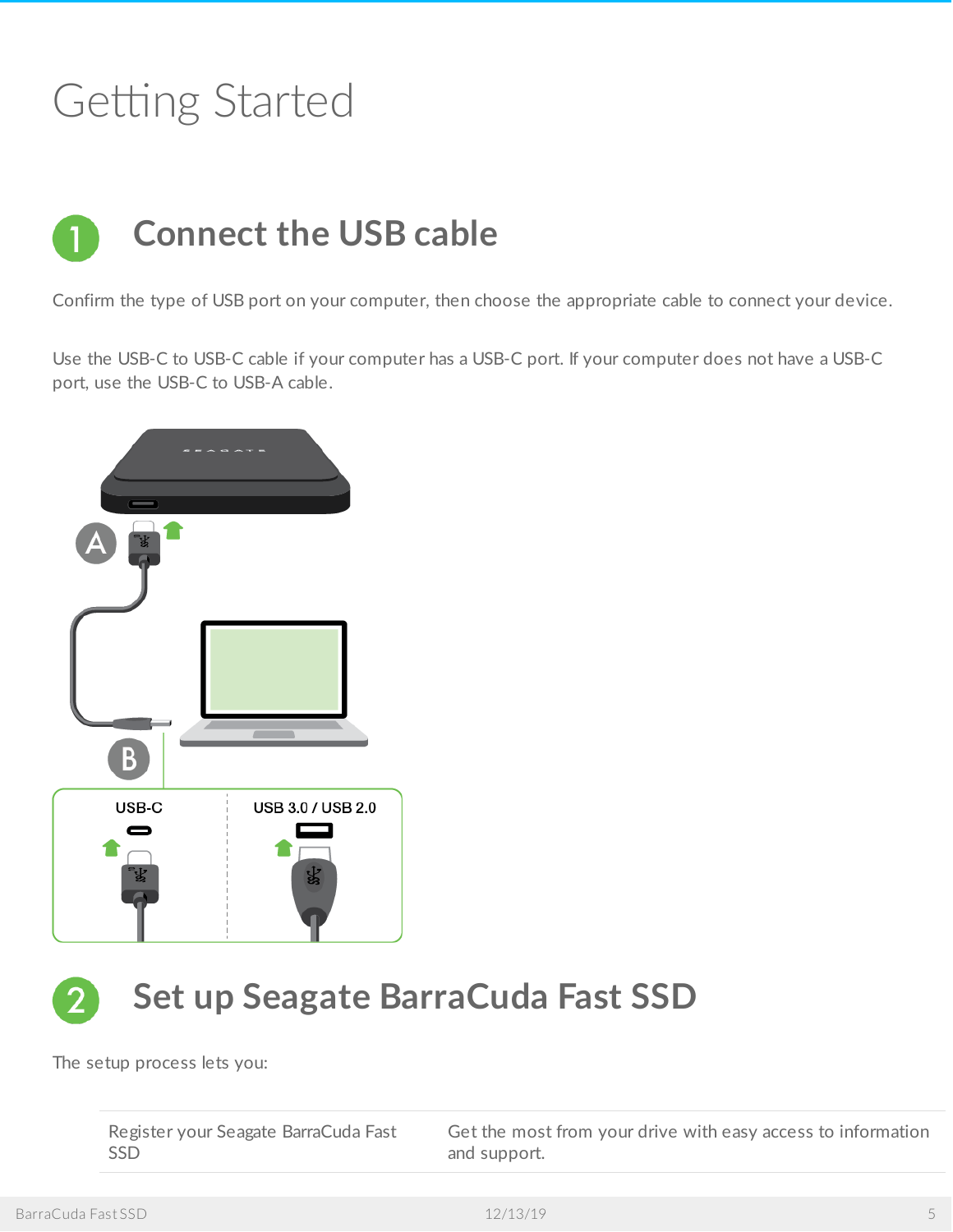# Getting Started

## 1 Connect the USB cable

Confirm the type of USB port on your computer, then choose the appropriate cable to connect your device.

Use the USB-C to USB-C cable if your computer has a USB-C port. If your computer does not have a USB-C port, use the USB-C to USB-A cable.

A

B

USB-C

USB 3.0 / USB 2.0

## 2 Set up Seagate BarraCuda Fast SSD

The setup process lets you:

| | |
|---|---|
| Register your Seagate BarraCuda Fast SSD | Get the most from your drive with easy access to information and support. |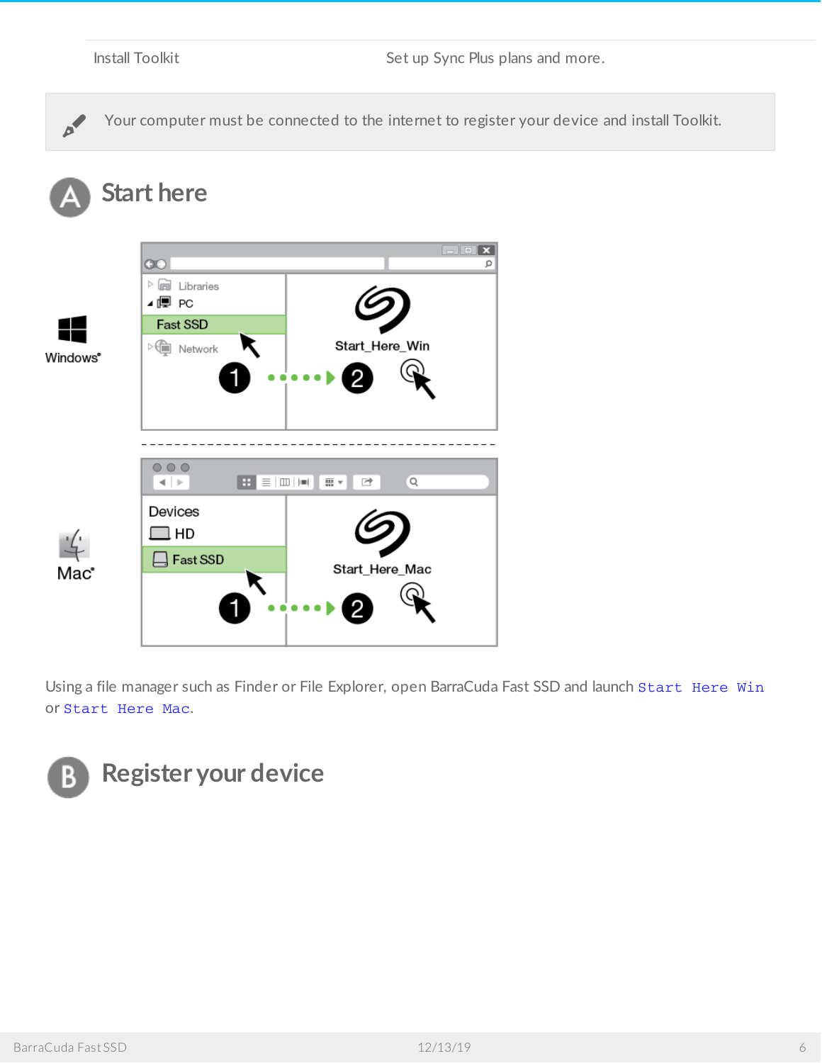| Install Toolkit | Set up Sync Plus plans and more. |
| --- | --- |

Your computer must be connected to the internet to register your device and install Toolkit.

## A Start here

Using a file manager such as Finder or File Explorer, open BarraCuda Fast SSD and launch `Start Here Win` or `Start Here Mac`.

## B Register your device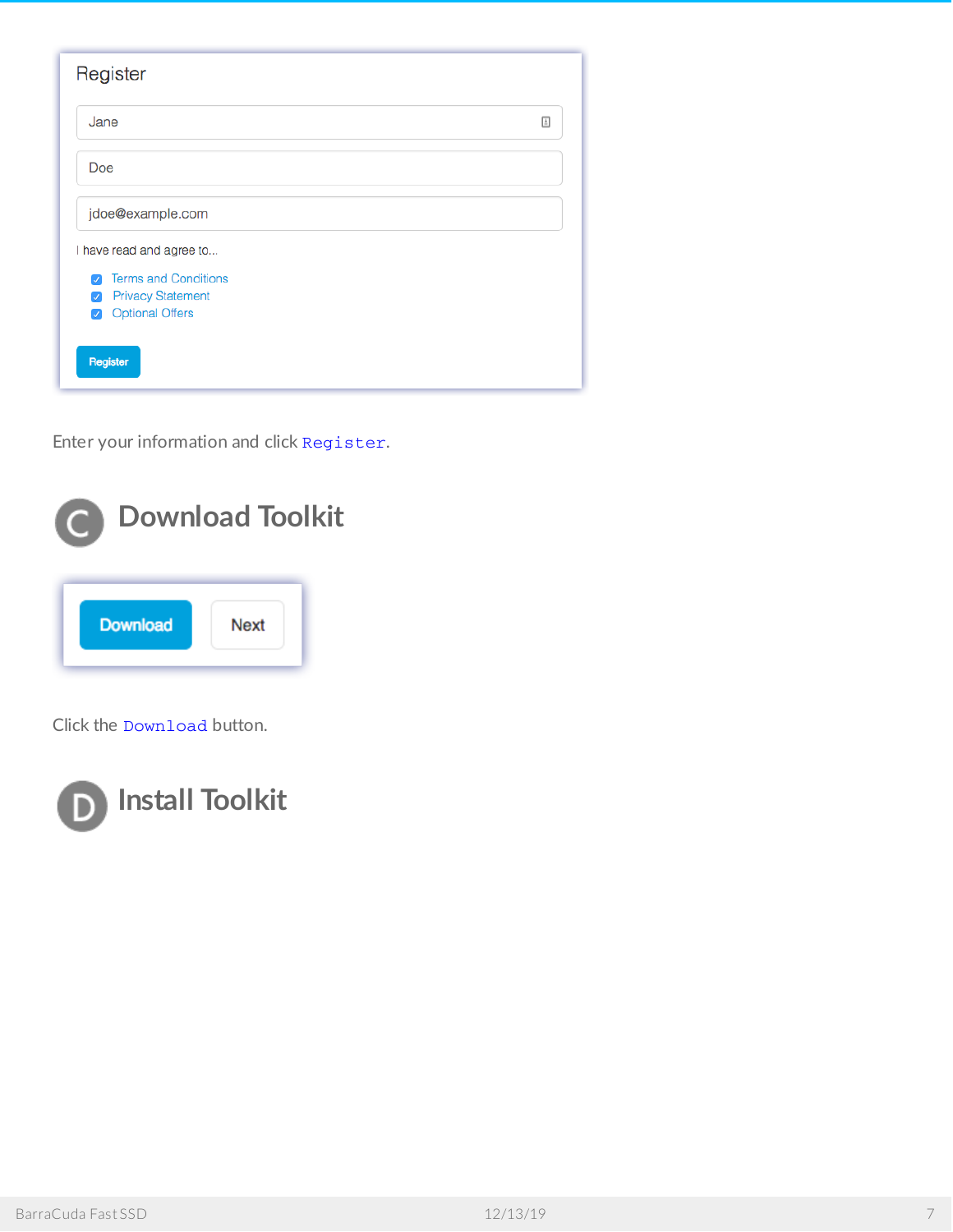Enter your information and click `Register`.

## C Download Toolkit

Click the `Download` button.

## D Install Toolkit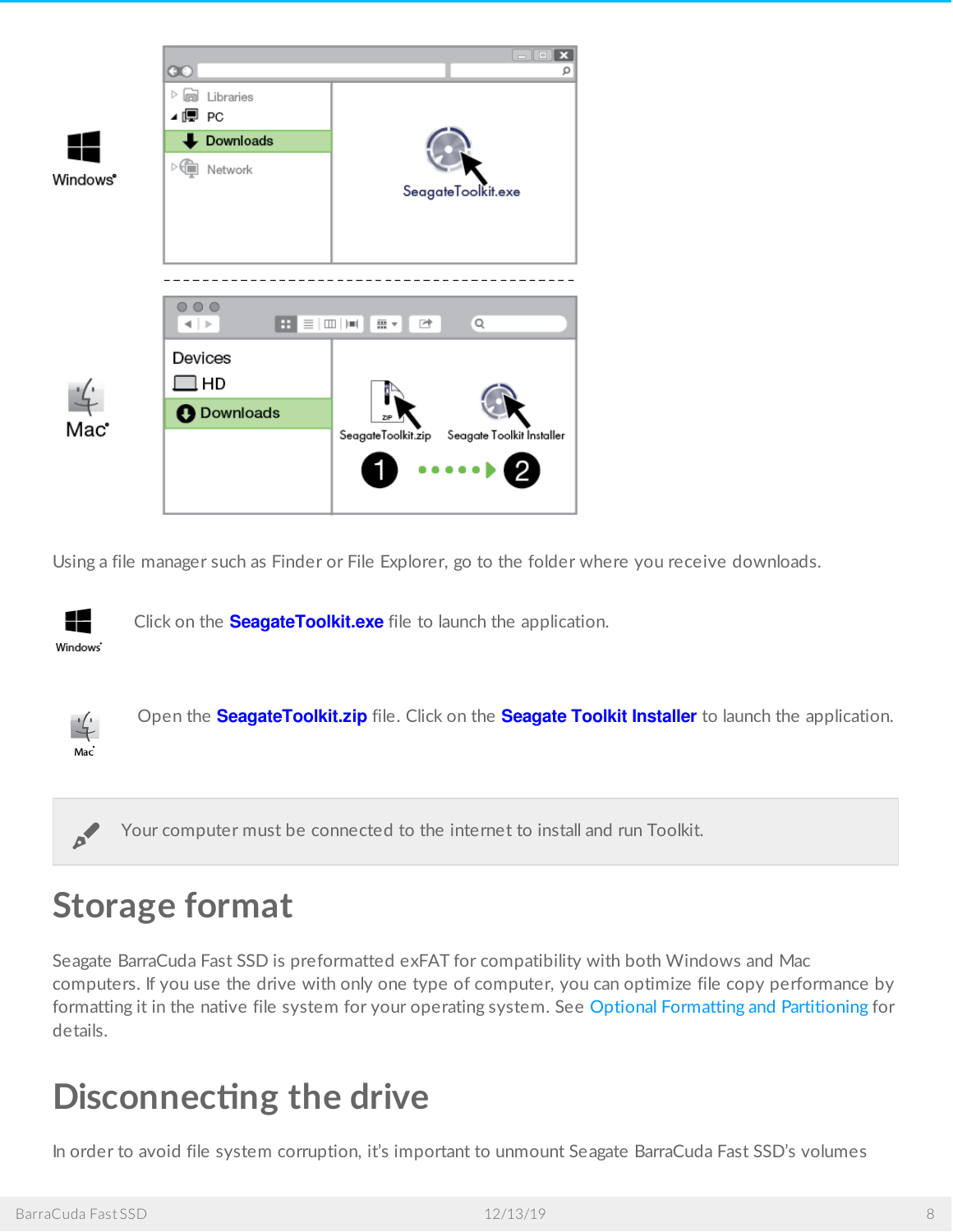Using a file manager such as Finder or File Explorer, go to the folder where you receive downloads.

Windows: Click on the **SeagateToolkit.exe** file to launch the application.

Mac: Open the **SeagateToolkit.zip** file. Click on the **Seagate Toolkit Installer** to launch the application.

> Your computer must be connected to the internet to install and run Toolkit.

## Storage format

Seagate BarraCuda Fast SSD is preformatted exFAT for compatibility with both Windows and Mac computers. If you use the drive with only one type of computer, you can optimize file copy performance by formatting it in the native file system for your operating system. See Optional Formatting and Partitioning for details.

## Disconnecting the drive

In order to avoid file system corruption, it's important to unmount Seagate BarraCuda Fast SSD's volumes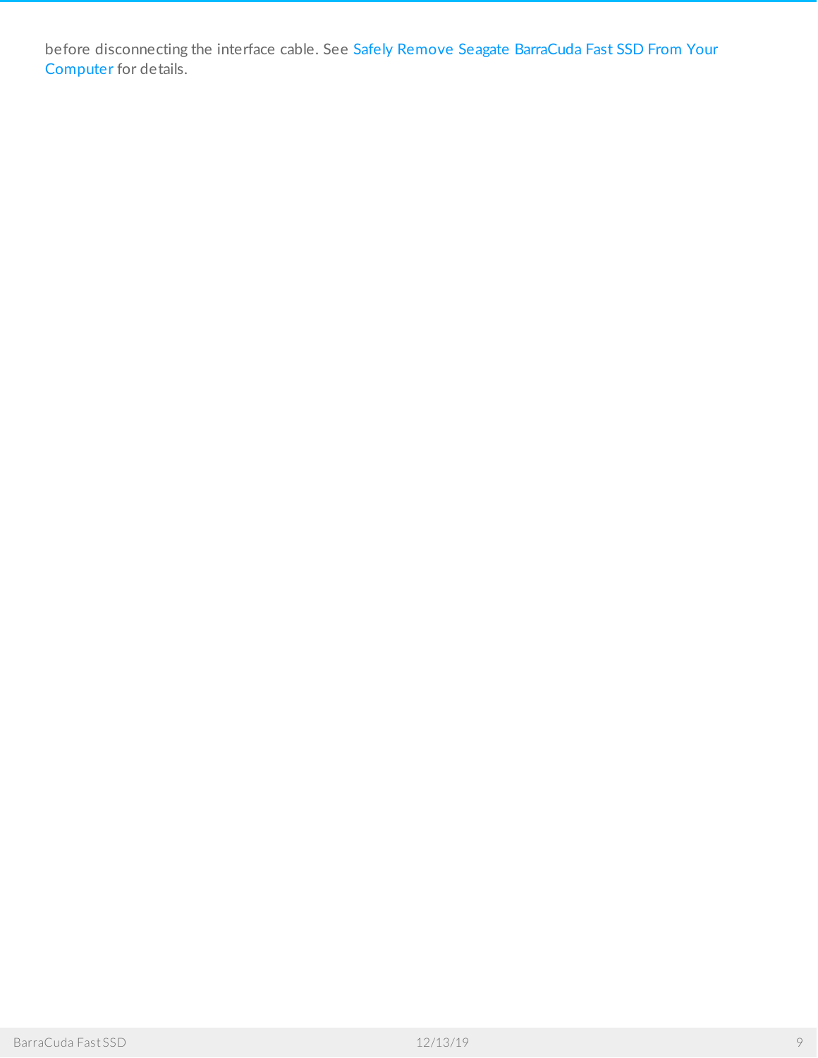before disconnecting the interface cable. See Safely Remove Seagate BarraCuda Fast SSD From Your Computer for details.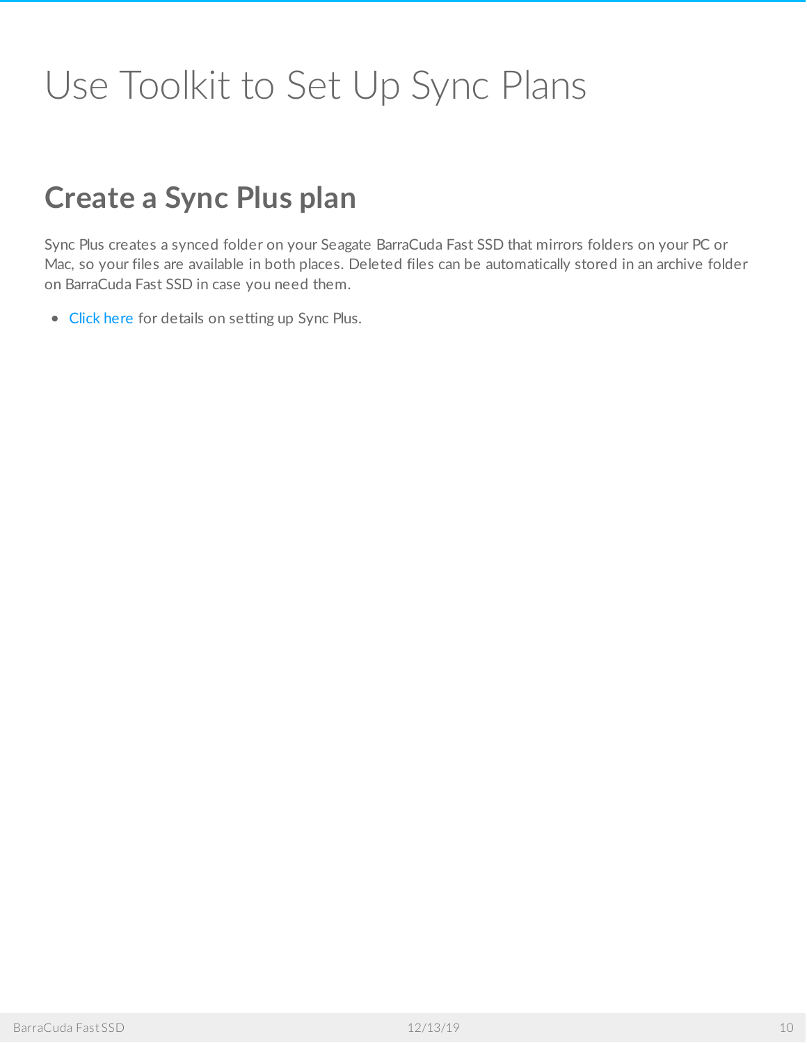# Use Toolkit to Set Up Sync Plans

## Create a Sync Plus plan

Sync Plus creates a synced folder on your Seagate BarraCuda Fast SSD that mirrors folders on your PC or Mac, so your files are available in both places. Deleted files can be automatically stored in an archive folder on BarraCuda Fast SSD in case you need them.

- Click here for details on setting up Sync Plus.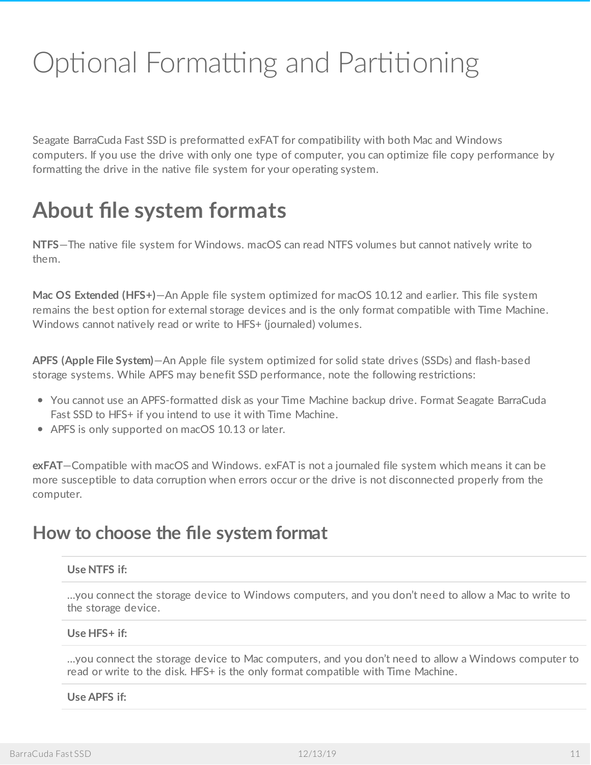# Optional Formatting and Partitioning

Seagate BarraCuda Fast SSD is preformatted exFAT for compatibility with both Mac and Windows computers. If you use the drive with only one type of computer, you can optimize file copy performance by formatting the drive in the native file system for your operating system.

## About file system formats

**NTFS**—The native file system for Windows. macOS can read NTFS volumes but cannot natively write to them.

**Mac OS Extended (HFS+)**—An Apple file system optimized for macOS 10.12 and earlier. This file system remains the best option for external storage devices and is the only format compatible with Time Machine. Windows cannot natively read or write to HFS+ (journaled) volumes.

**APFS (Apple File System)**—An Apple file system optimized for solid state drives (SSDs) and flash-based storage systems. While APFS may benefit SSD performance, note the following restrictions:

- You cannot use an APFS-formatted disk as your Time Machine backup drive. Format Seagate BarraCuda Fast SSD to HFS+ if you intend to use it with Time Machine.
- APFS is only supported on macOS 10.13 or later.

**exFAT**—Compatible with macOS and Windows. exFAT is not a journaled file system which means it can be more susceptible to data corruption when errors occur or the drive is not disconnected properly from the computer.

### How to choose the file system format

| **Use NTFS if:** |
| --- |
| ...you connect the storage device to Windows computers, and you don't need to allow a Mac to write to the storage device. |
| **Use HFS+ if:** |
| ...you connect the storage device to Mac computers, and you don't need to allow a Windows computer to read or write to the disk. HFS+ is the only format compatible with Time Machine. |
| **Use APFS if:** |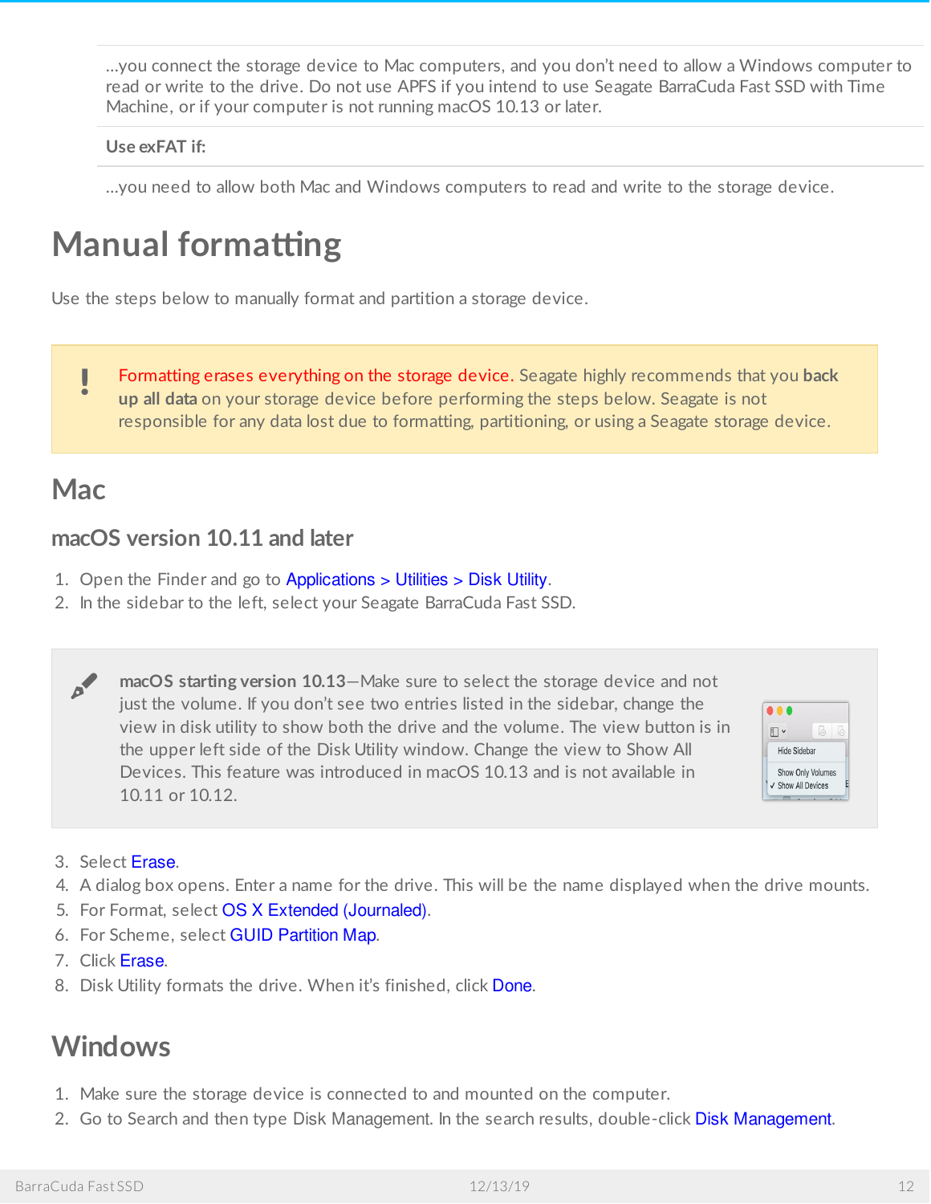...you connect the storage device to Mac computers, and you don't need to allow a Windows computer to read or write to the drive. Do not use APFS if you intend to use Seagate BarraCuda Fast SSD with Time Machine, or if your computer is not running macOS 10.13 or later.

**Use exFAT if:**

...you need to allow both Mac and Windows computers to read and write to the storage device.

# Manual formatting

Use the steps below to manually format and partition a storage device.

> **!** Formatting erases everything on the storage device. Seagate highly recommends that you **back up all data** on your storage device before performing the steps below. Seagate is not responsible for any data lost due to formatting, partitioning, or using a Seagate storage device.

## Mac

### macOS version 10.11 and later

1. Open the Finder and go to Applications > Utilities > Disk Utility.
2. In the sidebar to the left, select your Seagate BarraCuda Fast SSD.

> **macOS starting version 10.13**—Make sure to select the storage device and not just the volume. If you don't see two entries listed in the sidebar, change the view in disk utility to show both the drive and the volume. The view button is in the upper left side of the Disk Utility window. Change the view to Show All Devices. This feature was introduced in macOS 10.13 and is not available in 10.11 or 10.12.

3. Select Erase.
4. A dialog box opens. Enter a name for the drive. This will be the name displayed when the drive mounts.
5. For Format, select OS X Extended (Journaled).
6. For Scheme, select GUID Partition Map.
7. Click Erase.
8. Disk Utility formats the drive. When it's finished, click Done.

## Windows

1. Make sure the storage device is connected to and mounted on the computer.
2. Go to Search and then type Disk Management. In the search results, double-click Disk Management.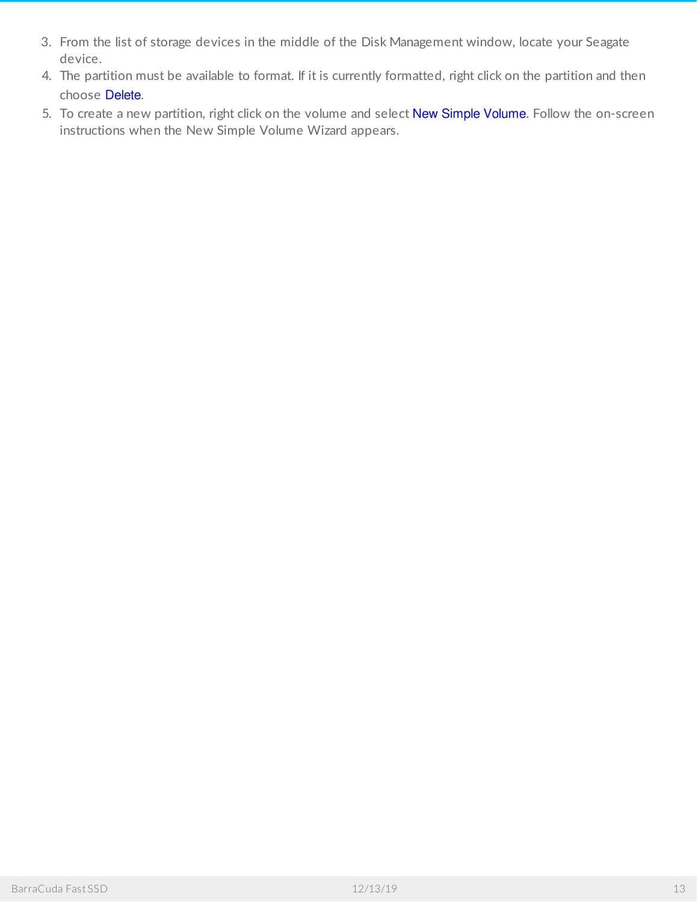3. From the list of storage devices in the middle of the Disk Management window, locate your Seagate device.
4. The partition must be available to format. If it is currently formatted, right click on the partition and then choose Delete.
5. To create a new partition, right click on the volume and select New Simple Volume. Follow the on-screen instructions when the New Simple Volume Wizard appears.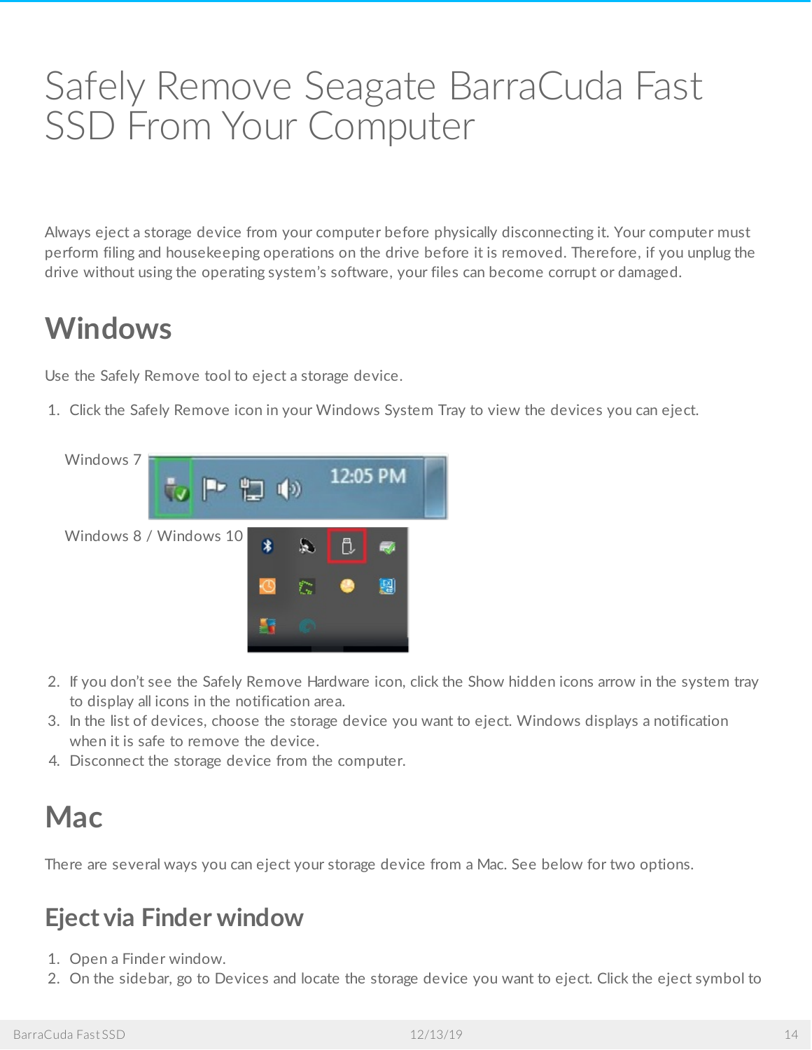# Safely Remove Seagate BarraCuda Fast SSD From Your Computer

Always eject a storage device from your computer before physically disconnecting it. Your computer must perform filing and housekeeping operations on the drive before it is removed. Therefore, if you unplug the drive without using the operating system's software, your files can become corrupt or damaged.

## Windows

Use the Safely Remove tool to eject a storage device.

1. Click the Safely Remove icon in your Windows System Tray to view the devices you can eject.

Windows 7

Windows 8 / Windows 10

2. If you don't see the Safely Remove Hardware icon, click the Show hidden icons arrow in the system tray to display all icons in the notification area.
3. In the list of devices, choose the storage device you want to eject. Windows displays a notification when it is safe to remove the device.
4. Disconnect the storage device from the computer.

## Mac

There are several ways you can eject your storage device from a Mac. See below for two options.

### Eject via Finder window

1. Open a Finder window.
2. On the sidebar, go to Devices and locate the storage device you want to eject. Click the eject symbol to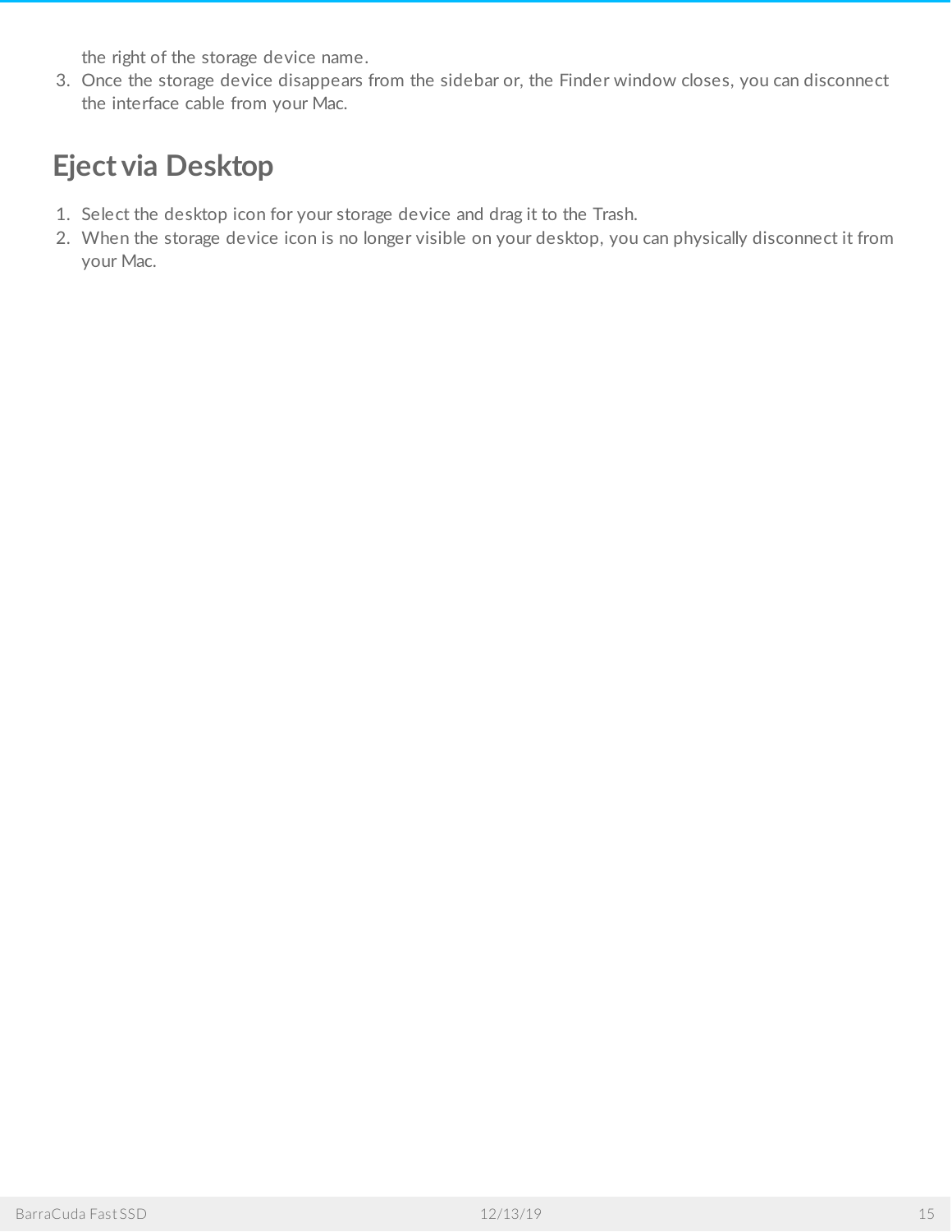the right of the storage device name.

3. Once the storage device disappears from the sidebar or, the Finder window closes, you can disconnect the interface cable from your Mac.

## Eject via Desktop

1. Select the desktop icon for your storage device and drag it to the Trash.
2. When the storage device icon is no longer visible on your desktop, you can physically disconnect it from your Mac.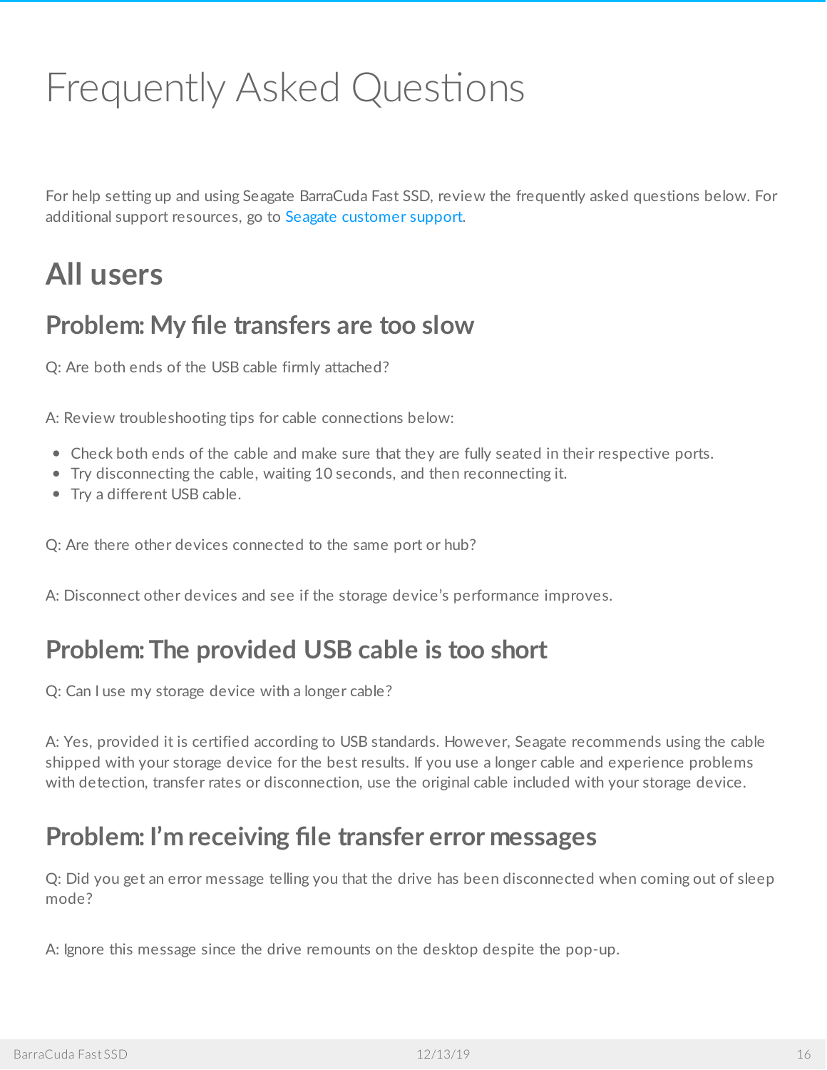# Frequently Asked Questions

For help setting up and using Seagate BarraCuda Fast SSD, review the frequently asked questions below. For additional support resources, go to Seagate customer support.

## All users

### Problem: My file transfers are too slow

Q: Are both ends of the USB cable firmly attached?

A: Review troubleshooting tips for cable connections below:

- Check both ends of the cable and make sure that they are fully seated in their respective ports.
- Try disconnecting the cable, waiting 10 seconds, and then reconnecting it.
- Try a different USB cable.

Q: Are there other devices connected to the same port or hub?

A: Disconnect other devices and see if the storage device's performance improves.

### Problem: The provided USB cable is too short

Q: Can I use my storage device with a longer cable?

A: Yes, provided it is certified according to USB standards. However, Seagate recommends using the cable shipped with your storage device for the best results. If you use a longer cable and experience problems with detection, transfer rates or disconnection, use the original cable included with your storage device.

### Problem: I'm receiving file transfer error messages

Q: Did you get an error message telling you that the drive has been disconnected when coming out of sleep mode?

A: Ignore this message since the drive remounts on the desktop despite the pop-up.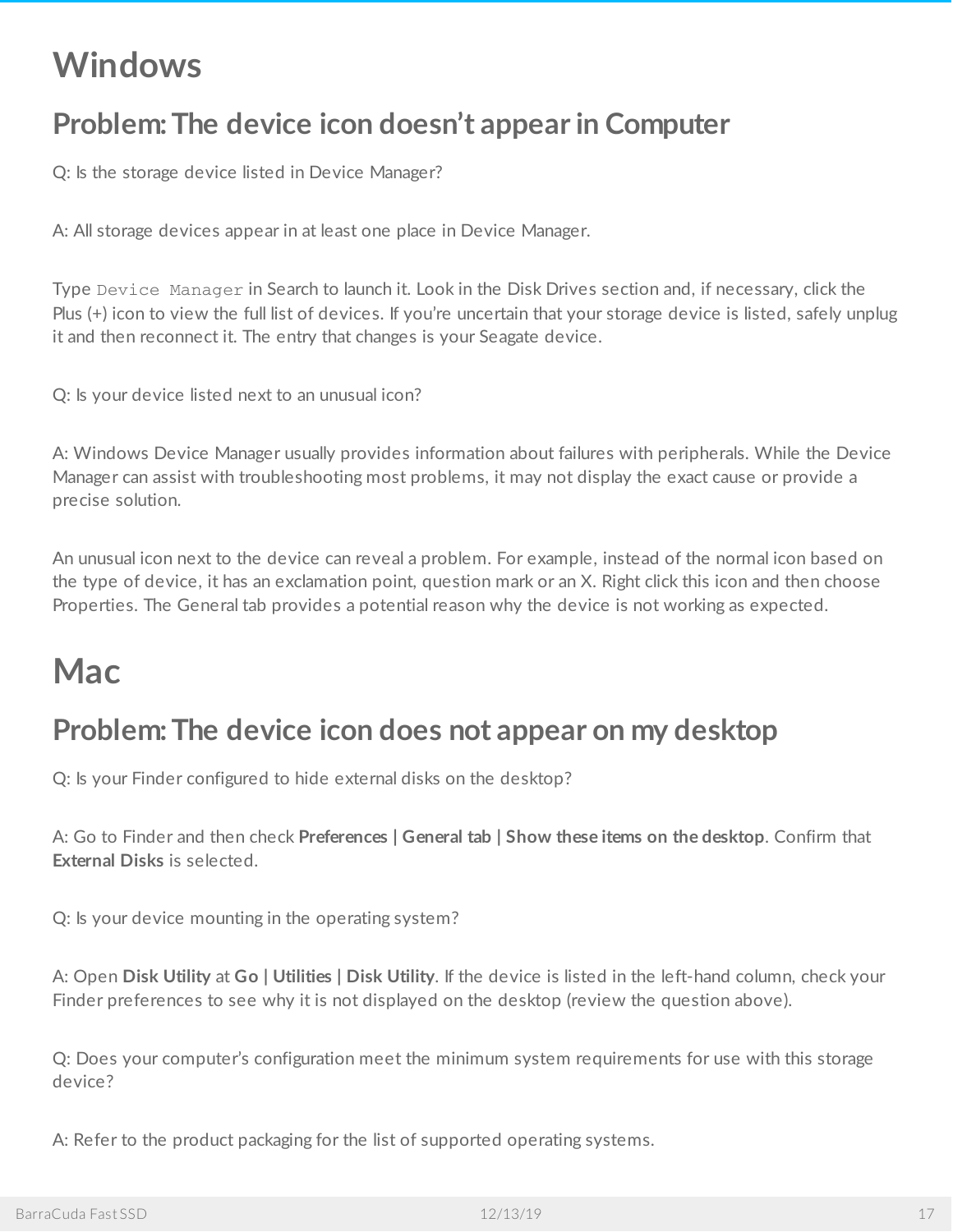# Windows

## Problem: The device icon doesn't appear in Computer

Q: Is the storage device listed in Device Manager?

A: All storage devices appear in at least one place in Device Manager.

Type `Device Manager` in Search to launch it. Look in the Disk Drives section and, if necessary, click the Plus (+) icon to view the full list of devices. If you're uncertain that your storage device is listed, safely unplug it and then reconnect it. The entry that changes is your Seagate device.

Q: Is your device listed next to an unusual icon?

A: Windows Device Manager usually provides information about failures with peripherals. While the Device Manager can assist with troubleshooting most problems, it may not display the exact cause or provide a precise solution.

An unusual icon next to the device can reveal a problem. For example, instead of the normal icon based on the type of device, it has an exclamation point, question mark or an X. Right click this icon and then choose Properties. The General tab provides a potential reason why the device is not working as expected.

# Mac

## Problem: The device icon does not appear on my desktop

Q: Is your Finder configured to hide external disks on the desktop?

A: Go to Finder and then check **Preferences | General tab | Show these items on the desktop**. Confirm that **External Disks** is selected.

Q: Is your device mounting in the operating system?

A: Open **Disk Utility** at **Go | Utilities | Disk Utility**. If the device is listed in the left-hand column, check your Finder preferences to see why it is not displayed on the desktop (review the question above).

Q: Does your computer's configuration meet the minimum system requirements for use with this storage device?

A: Refer to the product packaging for the list of supported operating systems.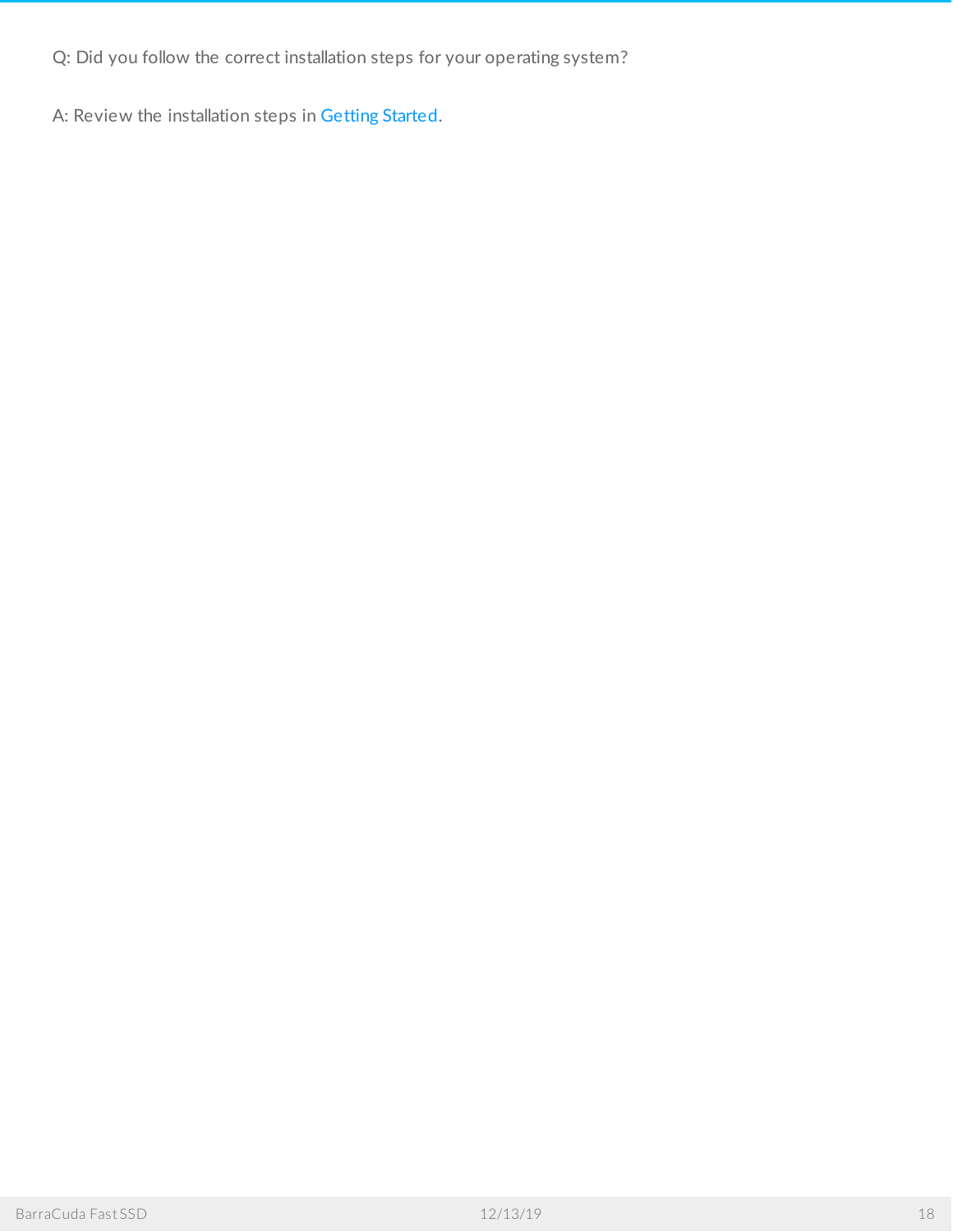Q: Did you follow the correct installation steps for your operating system?

A: Review the installation steps in Getting Started.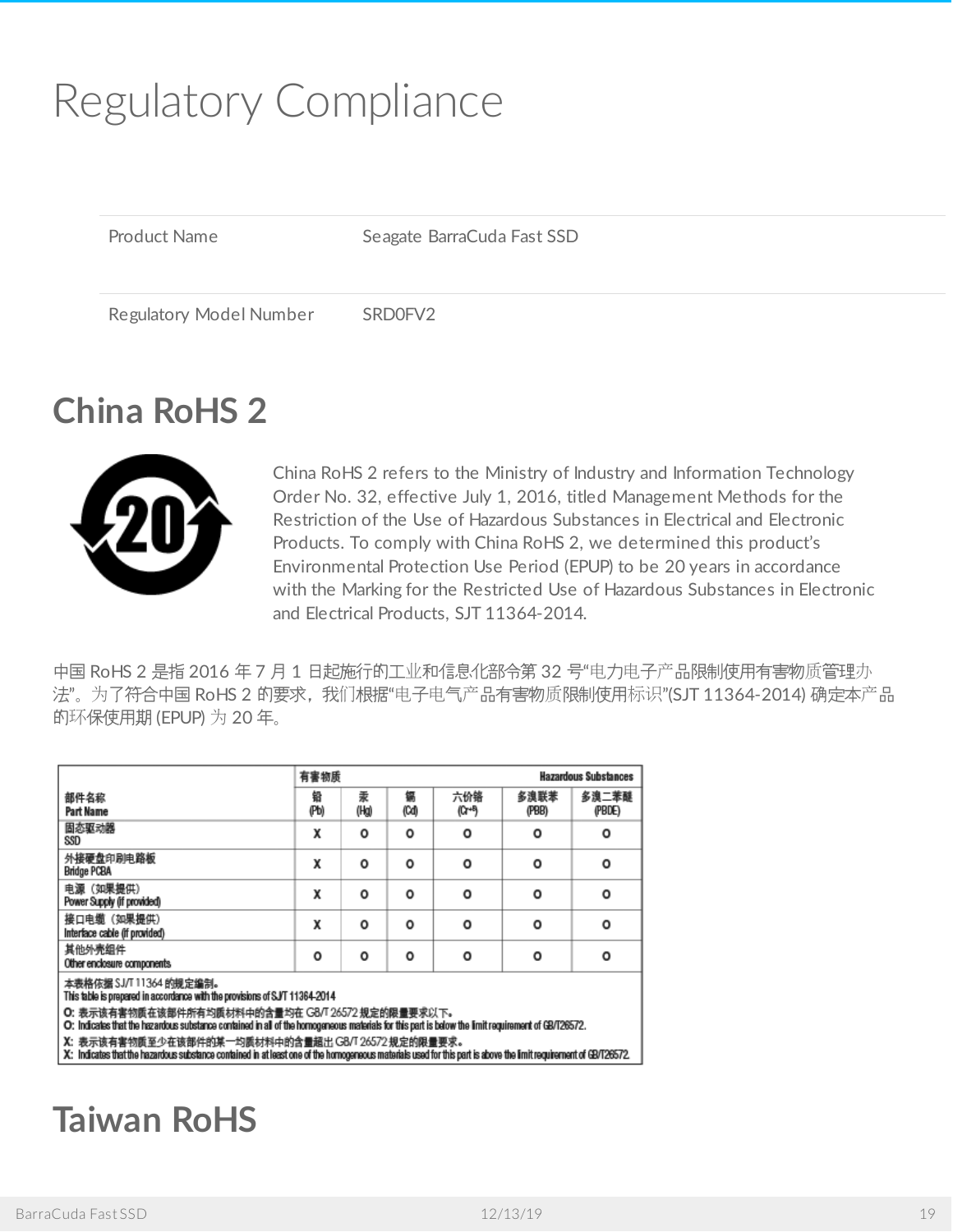# Regulatory Compliance

| Product Name | Seagate BarraCuda Fast SSD |
|---|---|
| Regulatory Model Number | SRD0FV2 |

## China RoHS 2

China RoHS 2 refers to the Ministry of Industry and Information Technology Order No. 32, effective July 1, 2016, titled Management Methods for the Restriction of the Use of Hazardous Substances in Electrical and Electronic Products. To comply with China RoHS 2, we determined this product's Environmental Protection Use Period (EPUP) to be 20 years in accordance with the Marking for the Restricted Use of Hazardous Substances in Electronic and Electrical Products, SJT 11364-2014.

中国 RoHS 2 是指 2016 年 7 月 1 日起施行的工业和信息化部令第 32 号"电力电子产品限制使用有害物质管理办法"。为了符合中国 RoHS 2 的要求，我们根据"电子电气产品有害物质限制使用标识"(SJT 11364-2014) 确定本产品的环保使用期 (EPUP) 为 20 年。

| 部件名称 Part Name | 有害物质 Hazardous Substances | | | | | |
|---|---|---|---|---|---|---|
| | 铅 (Pb) | 汞 (Hg) | 镉 (Cd) | 六价铬 ($Cr^{+6}$) | 多溴联苯 (PBB) | 多溴二苯醚 (PBDE) |
| 固态驱动器 SSD | X | O | O | O | O | O |
| 外接硬盘印刷电路板 Bridge PCBA | X | O | O | O | O | O |
| 电源（如果提供） Power Supply (if provided) | X | O | O | O | O | O |
| 接口电缆（如果提供） Interface cable (if provided) | X | O | O | O | O | O |
| 其他外壳组件 Other enclosure components | O | O | O | O | O | O |

本表格依据 SJ/T 11364 的规定编制。
This table is prepared in accordance with the provisions of SJ/T 11364-2014

O: 表示该有害物质在该部件所有均质材料中的含量均在 GB/T 26572 规定的限量要求以下。
O: Indicates that the hazardous substance contained in all of the homogeneous materials for this part is below the limit requirement of GB/T26572.

X: 表示该有害物质至少在该部件的某一均质材料中的含量超出 GB/T 26572 规定的限量要求。
X: Indicates that the hazardous substance contained in at least one of the homogeneous materials used for this part is above the limit requirement of GB/T26572.

## Taiwan RoHS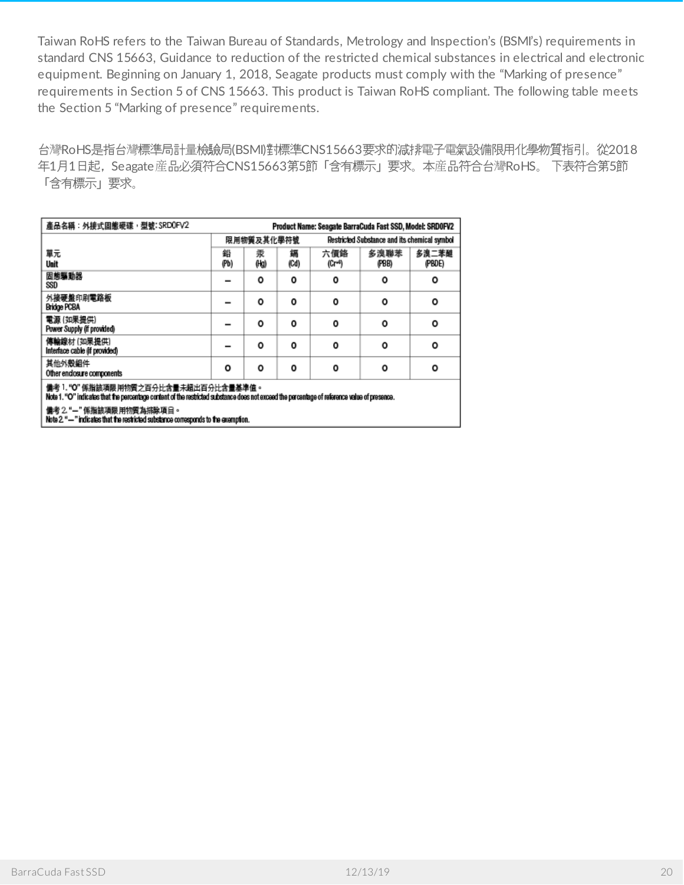Taiwan RoHS refers to the Taiwan Bureau of Standards, Metrology and Inspection's (BSMI's) requirements in standard CNS 15663, Guidance to reduction of the restricted chemical substances in electrical and electronic equipment. Beginning on January 1, 2018, Seagate products must comply with the "Marking of presence" requirements in Section 5 of CNS 15663. This product is Taiwan RoHS compliant. The following table meets the Section 5 "Marking of presence" requirements.

台灣RoHS是指台灣標準局計量檢驗局(BSMI)對標準CNS15663要求的減排電子電氣設備限用化學物質指引。從2018年1月1日起，Seagate產品必須符合CNS15663第5節「含有標示」要求。本產品符合台灣RoHS。 下表符合第5節「含有標示」要求。

| 產品名稱：外接式固態硬碟，型號:SRD0FV2 | Product Name: Seagate BarraCuda Fast SSD, Model: SRD0FV2 | | | | | |
|---|---|---|---|---|---|---|
| 單元<br>Unit | 限用物質及其化學符號<br>Restricted Substance and its chemical symbol | | | | | |
| | 鉛<br>(Pb) | 汞<br>(Hg) | 鎘<br>(Cd) | 六價鉻<br>($Cr^{+6}$) | 多溴聯苯<br>(PBB) | 多溴二苯醚<br>(PBDE) |
| 固態驅動器<br>SSD | – | o | o | o | o | o |
| 外接硬盤印刷電路板<br>Bridge PCBA | – | o | o | o | o | o |
| 電源 (如果提供)<br>Power Supply (if provided) | – | o | o | o | o | o |
| 傳輸線材 (如果提供)<br>Interface cable (if provided) | – | o | o | o | o | o |
| 其他外殼組件<br>Other enclosure components | o | o | o | o | o | o |

備考 1. "O" 係指該項限用物質之百分比含量未超出百分比含量基準值。
Note 1. "O" indicates that the percentage content of the restricted substance does not exceed the percentage of reference value of presence.

備考 2. "–" 係指該項限用物質為排除項目。
Note 2. "–" indicates that the restricted substance corresponds to the exemption.